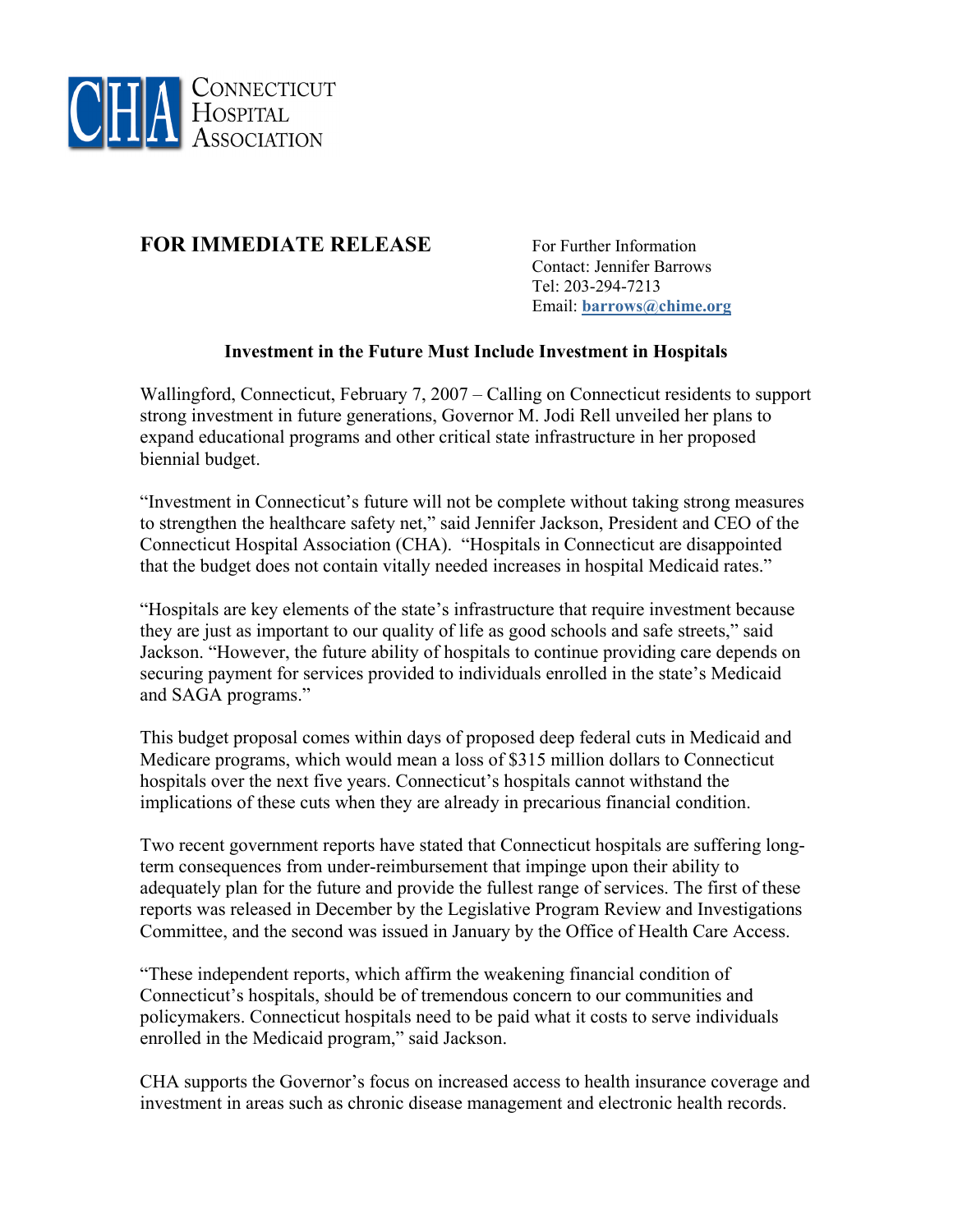CHA Connecticut Hospital Association

**FOR IMMEDIATE RELEASE**

For Further Information
Contact: Jennifer Barrows
Tel: 203-294-7213
Email: **barrows@chime.org**

**Investment in the Future Must Include Investment in Hospitals**

Wallingford, Connecticut, February 7, 2007 – Calling on Connecticut residents to support strong investment in future generations, Governor M. Jodi Rell unveiled her plans to expand educational programs and other critical state infrastructure in her proposed biennial budget.

"Investment in Connecticut's future will not be complete without taking strong measures to strengthen the healthcare safety net," said Jennifer Jackson, President and CEO of the Connecticut Hospital Association (CHA). "Hospitals in Connecticut are disappointed that the budget does not contain vitally needed increases in hospital Medicaid rates."

"Hospitals are key elements of the state's infrastructure that require investment because they are just as important to our quality of life as good schools and safe streets," said Jackson. "However, the future ability of hospitals to continue providing care depends on securing payment for services provided to individuals enrolled in the state's Medicaid and SAGA programs."

This budget proposal comes within days of proposed deep federal cuts in Medicaid and Medicare programs, which would mean a loss of $315 million dollars to Connecticut hospitals over the next five years. Connecticut's hospitals cannot withstand the implications of these cuts when they are already in precarious financial condition.

Two recent government reports have stated that Connecticut hospitals are suffering long-term consequences from under-reimbursement that impinge upon their ability to adequately plan for the future and provide the fullest range of services. The first of these reports was released in December by the Legislative Program Review and Investigations Committee, and the second was issued in January by the Office of Health Care Access.

"These independent reports, which affirm the weakening financial condition of Connecticut's hospitals, should be of tremendous concern to our communities and policymakers. Connecticut hospitals need to be paid what it costs to serve individuals enrolled in the Medicaid program," said Jackson.

CHA supports the Governor's focus on increased access to health insurance coverage and investment in areas such as chronic disease management and electronic health records.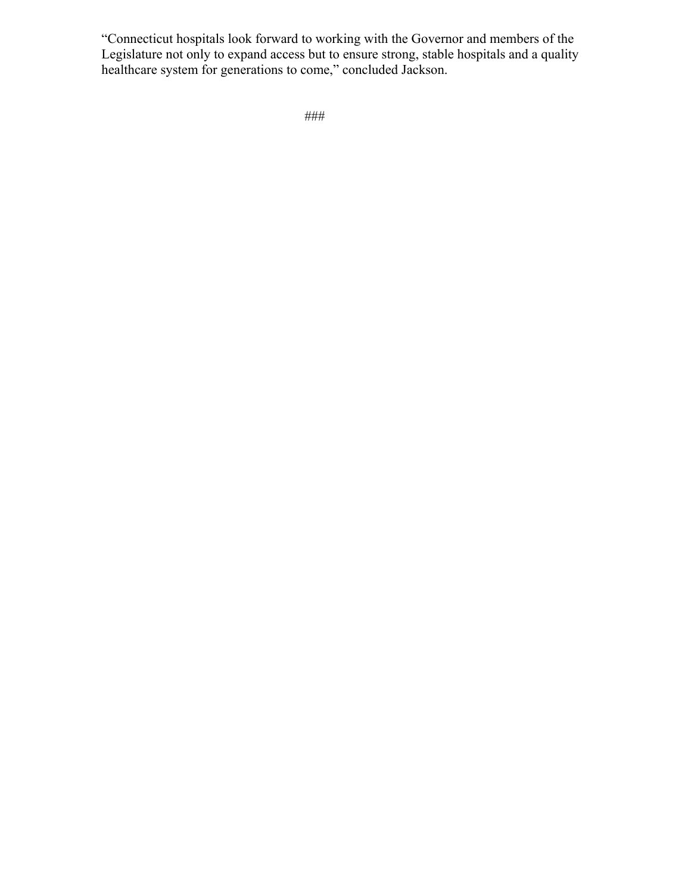"Connecticut hospitals look forward to working with the Governor and members of the Legislature not only to expand access but to ensure strong, stable hospitals and a quality healthcare system for generations to come," concluded Jackson.

###